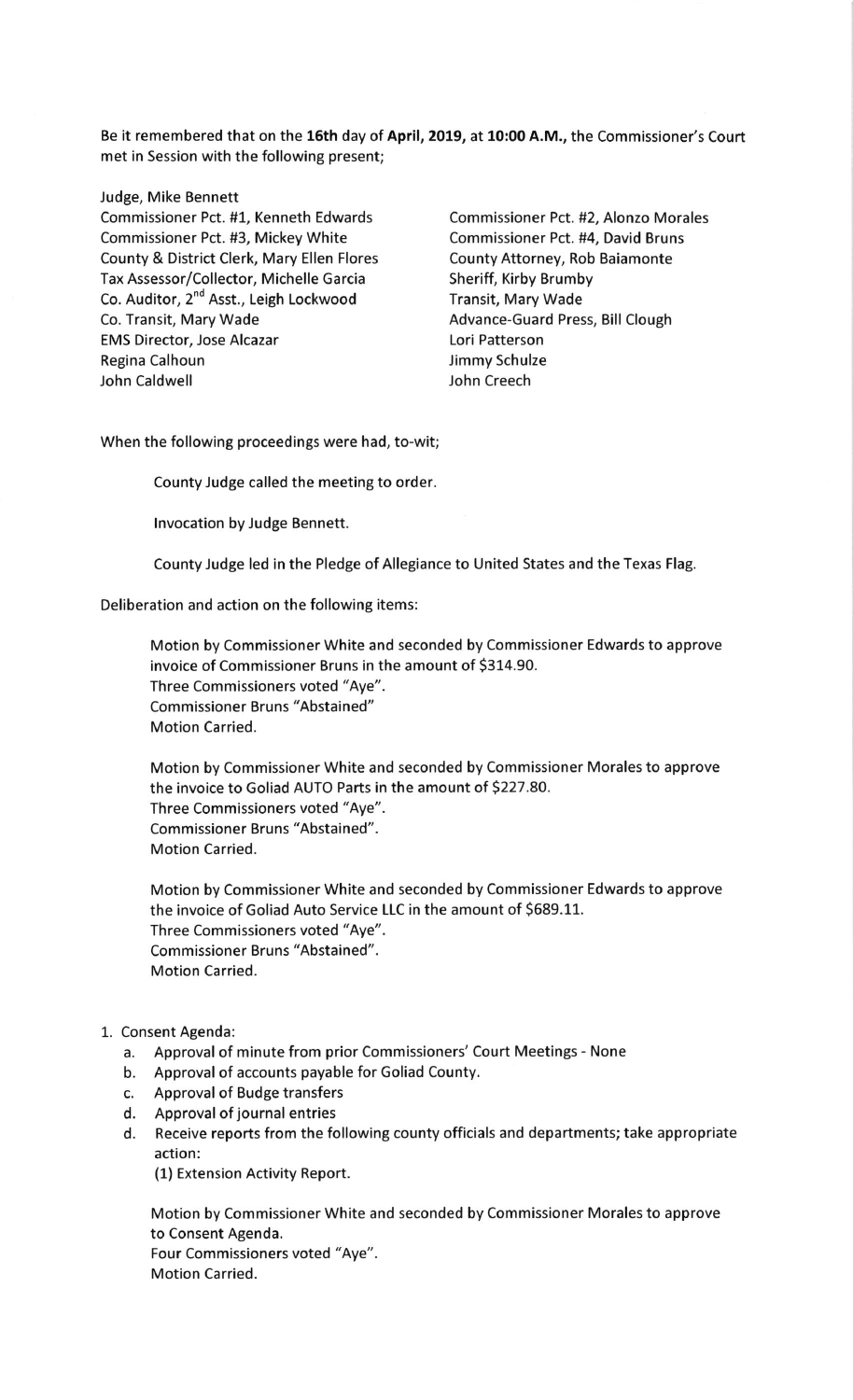Be it remembered that on the **16th** day of **April, 2019,** at **10:00 A.M.,** the Commissioner's Court met in Session with the following present;

Judge, Mike Bennett
Commissioner Pct. #1, Kenneth Edwards
Commissioner Pct. #2, Alonzo Morales
Commissioner Pct. #3, Mickey White
Commissioner Pct. #4, David Bruns
County & District Clerk, Mary Ellen Flores
County Attorney, Rob Baiamonte
Tax Assessor/Collector, Michelle Garcia
Sheriff, Kirby Brumby
Co. Auditor, 2nd Asst., Leigh Lockwood
Transit, Mary Wade
Co. Transit, Mary Wade
Advance-Guard Press, Bill Clough
EMS Director, Jose Alcazar
Lori Patterson
Regina Calhoun
Jimmy Schulze
John Caldwell
John Creech

When the following proceedings were had, to-wit;

County Judge called the meeting to order.

Invocation by Judge Bennett.

County Judge led in the Pledge of Allegiance to United States and the Texas Flag.

Deliberation and action on the following items:

Motion by Commissioner White and seconded by Commissioner Edwards to approve invoice of Commissioner Bruns in the amount of $314.90.
Three Commissioners voted "Aye".
Commissioner Bruns "Abstained"
Motion Carried.

Motion by Commissioner White and seconded by Commissioner Morales to approve the invoice to Goliad AUTO Parts in the amount of $227.80.
Three Commissioners voted "Aye".
Commissioner Bruns "Abstained".
Motion Carried.

Motion by Commissioner White and seconded by Commissioner Edwards to approve the invoice of Goliad Auto Service LLC in the amount of $689.11.
Three Commissioners voted "Aye".
Commissioner Bruns "Abstained".
Motion Carried.

1. Consent Agenda:
   a. Approval of minute from prior Commissioners' Court Meetings - None
   b. Approval of accounts payable for Goliad County.
   c. Approval of Budge transfers
   d. Approval of journal entries
   d. Receive reports from the following county officials and departments; take appropriate action:
      (1) Extension Activity Report.

   Motion by Commissioner White and seconded by Commissioner Morales to approve to Consent Agenda.
   Four Commissioners voted "Aye".
   Motion Carried.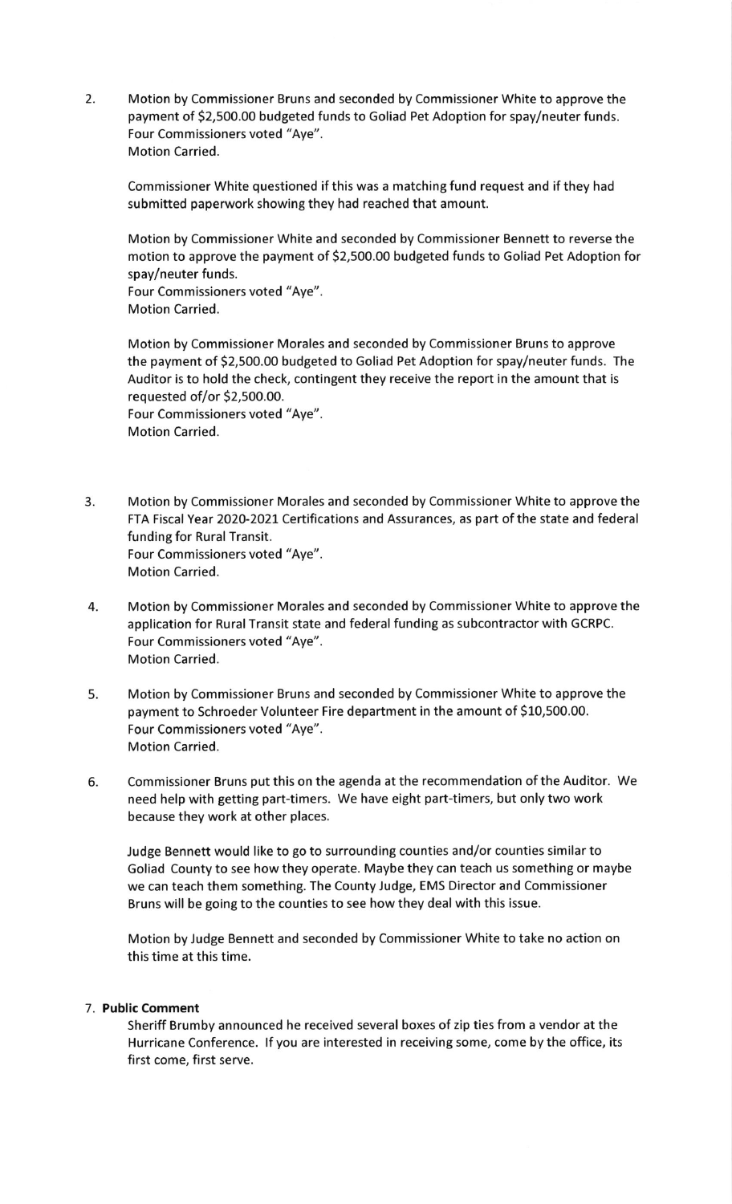2. Motion by Commissioner Bruns and seconded by Commissioner White to approve the payment of $2,500.00 budgeted funds to Goliad Pet Adoption for spay/neuter funds. Four Commissioners voted "Aye". Motion Carried.

   Commissioner White questioned if this was a matching fund request and if they had submitted paperwork showing they had reached that amount.

   Motion by Commissioner White and seconded by Commissioner Bennett to reverse the motion to approve the payment of $2,500.00 budgeted funds to Goliad Pet Adoption for spay/neuter funds.
   Four Commissioners voted "Aye".
   Motion Carried.

   Motion by Commissioner Morales and seconded by Commissioner Bruns to approve the payment of $2,500.00 budgeted to Goliad Pet Adoption for spay/neuter funds. The Auditor is to hold the check, contingent they receive the report in the amount that is requested of/or $2,500.00.
   Four Commissioners voted "Aye".
   Motion Carried.

3. Motion by Commissioner Morales and seconded by Commissioner White to approve the FTA Fiscal Year 2020-2021 Certifications and Assurances, as part of the state and federal funding for Rural Transit.
   Four Commissioners voted "Aye".
   Motion Carried.

4. Motion by Commissioner Morales and seconded by Commissioner White to approve the application for Rural Transit state and federal funding as subcontractor with GCRPC.
   Four Commissioners voted "Aye".
   Motion Carried.

5. Motion by Commissioner Bruns and seconded by Commissioner White to approve the payment to Schroeder Volunteer Fire department in the amount of $10,500.00.
   Four Commissioners voted "Aye".
   Motion Carried.

6. Commissioner Bruns put this on the agenda at the recommendation of the Auditor. We need help with getting part-timers. We have eight part-timers, but only two work because they work at other places.

   Judge Bennett would like to go to surrounding counties and/or counties similar to Goliad County to see how they operate. Maybe they can teach us something or maybe we can teach them something. The County Judge, EMS Director and Commissioner Bruns will be going to the counties to see how they deal with this issue.

   Motion by Judge Bennett and seconded by Commissioner White to take no action on this time at this time.

7. **Public Comment**
   Sheriff Brumby announced he received several boxes of zip ties from a vendor at the Hurricane Conference. If you are interested in receiving some, come by the office, its first come, first serve.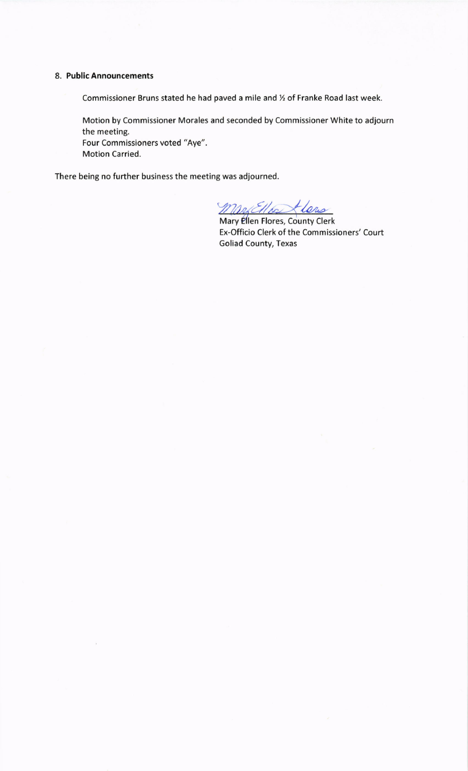8. **Public Announcements**

Commissioner Bruns stated he had paved a mile and ½ of Franke Road last week.

Motion by Commissioner Morales and seconded by Commissioner White to adjourn the meeting.
Four Commissioners voted "Aye".
Motion Carried.

There being no further business the meeting was adjourned.

Mary Ellen Flores, County Clerk
Ex-Officio Clerk of the Commissioners' Court
Goliad County, Texas